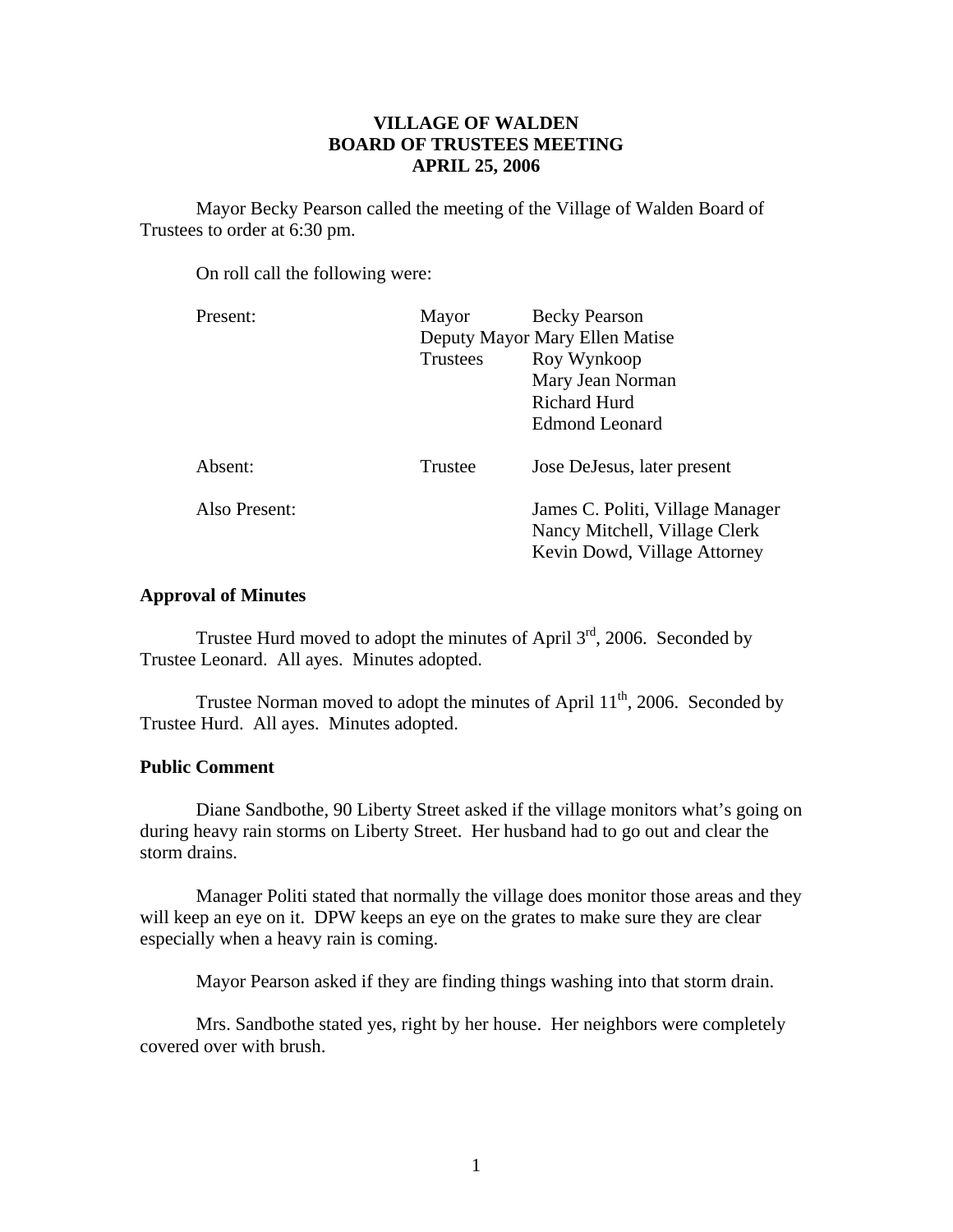# VILLAGE OF WALDEN
## BOARD OF TRUSTEES MEETING
## APRIL 25, 2006

Mayor Becky Pearson called the meeting of the Village of Walden Board of Trustees to order at 6:30 pm.

On roll call the following were:

| | | |
|---|---|---|
| Present: | Mayor | Becky Pearson |
| | Deputy Mayor | Mary Ellen Matise |
| | Trustees | Roy Wynkoop |
| | | Mary Jean Norman |
| | | Richard Hurd |
| | | Edmond Leonard |
| Absent: | Trustee | Jose DeJesus, later present |
| Also Present: | | James C. Politi, Village Manager |
| | | Nancy Mitchell, Village Clerk |
| | | Kevin Dowd, Village Attorney |

**Approval of Minutes**

Trustee Hurd moved to adopt the minutes of April 3rd, 2006. Seconded by Trustee Leonard. All ayes. Minutes adopted.

Trustee Norman moved to adopt the minutes of April 11th, 2006. Seconded by Trustee Hurd. All ayes. Minutes adopted.

**Public Comment**

Diane Sandbothe, 90 Liberty Street asked if the village monitors what's going on during heavy rain storms on Liberty Street. Her husband had to go out and clear the storm drains.

Manager Politi stated that normally the village does monitor those areas and they will keep an eye on it. DPW keeps an eye on the grates to make sure they are clear especially when a heavy rain is coming.

Mayor Pearson asked if they are finding things washing into that storm drain.

Mrs. Sandbothe stated yes, right by her house. Her neighbors were completely covered over with brush.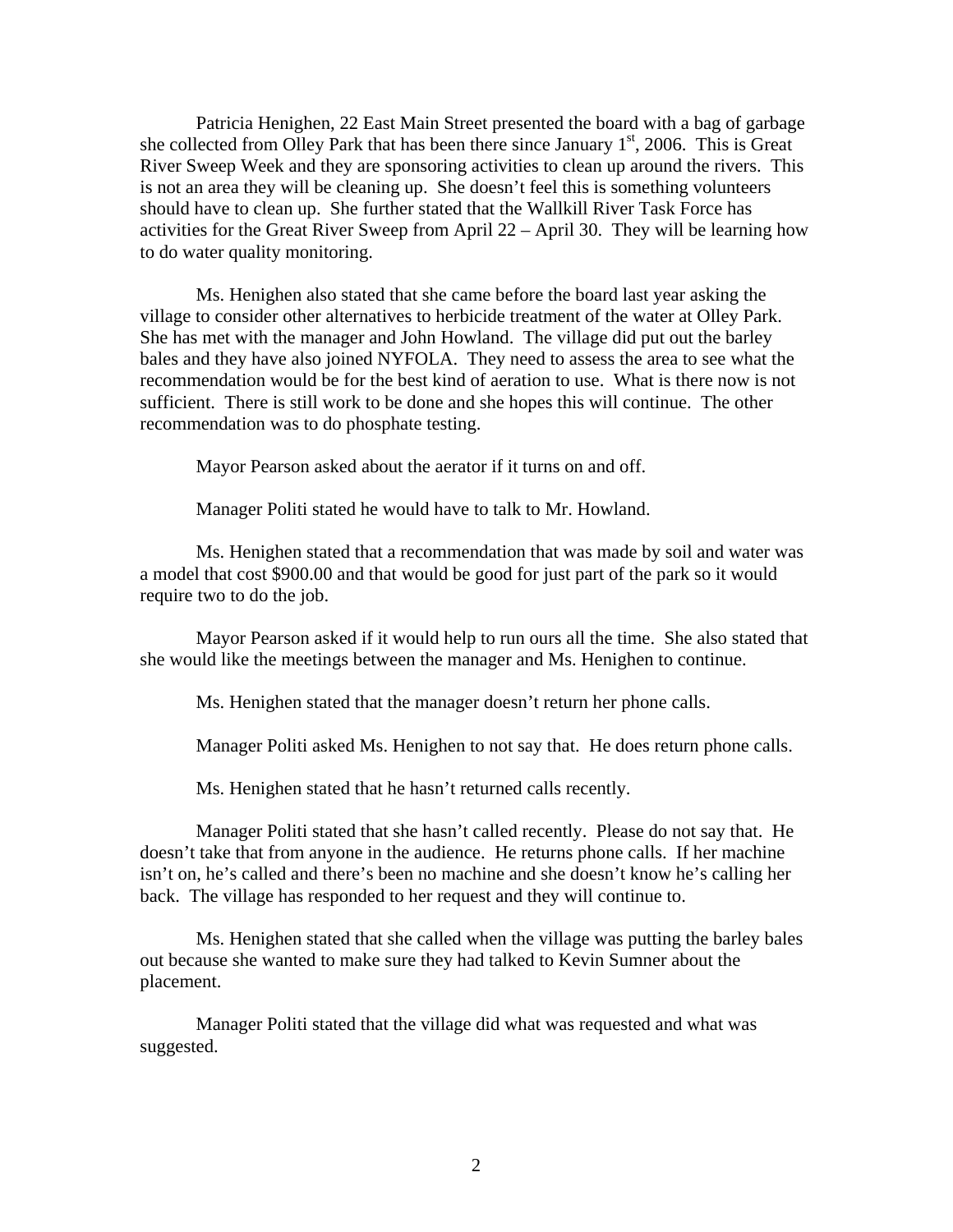Patricia Henighen, 22 East Main Street presented the board with a bag of garbage she collected from Olley Park that has been there since January 1st, 2006. This is Great River Sweep Week and they are sponsoring activities to clean up around the rivers. This is not an area they will be cleaning up. She doesn't feel this is something volunteers should have to clean up. She further stated that the Wallkill River Task Force has activities for the Great River Sweep from April 22 – April 30. They will be learning how to do water quality monitoring.

Ms. Henighen also stated that she came before the board last year asking the village to consider other alternatives to herbicide treatment of the water at Olley Park. She has met with the manager and John Howland. The village did put out the barley bales and they have also joined NYFOLA. They need to assess the area to see what the recommendation would be for the best kind of aeration to use. What is there now is not sufficient. There is still work to be done and she hopes this will continue. The other recommendation was to do phosphate testing.

Mayor Pearson asked about the aerator if it turns on and off.

Manager Politi stated he would have to talk to Mr. Howland.

Ms. Henighen stated that a recommendation that was made by soil and water was a model that cost $900.00 and that would be good for just part of the park so it would require two to do the job.

Mayor Pearson asked if it would help to run ours all the time. She also stated that she would like the meetings between the manager and Ms. Henighen to continue.

Ms. Henighen stated that the manager doesn't return her phone calls.

Manager Politi asked Ms. Henighen to not say that. He does return phone calls.

Ms. Henighen stated that he hasn't returned calls recently.

Manager Politi stated that she hasn't called recently. Please do not say that. He doesn't take that from anyone in the audience. He returns phone calls. If her machine isn't on, he's called and there's been no machine and she doesn't know he's calling her back. The village has responded to her request and they will continue to.

Ms. Henighen stated that she called when the village was putting the barley bales out because she wanted to make sure they had talked to Kevin Sumner about the placement.

Manager Politi stated that the village did what was requested and what was suggested.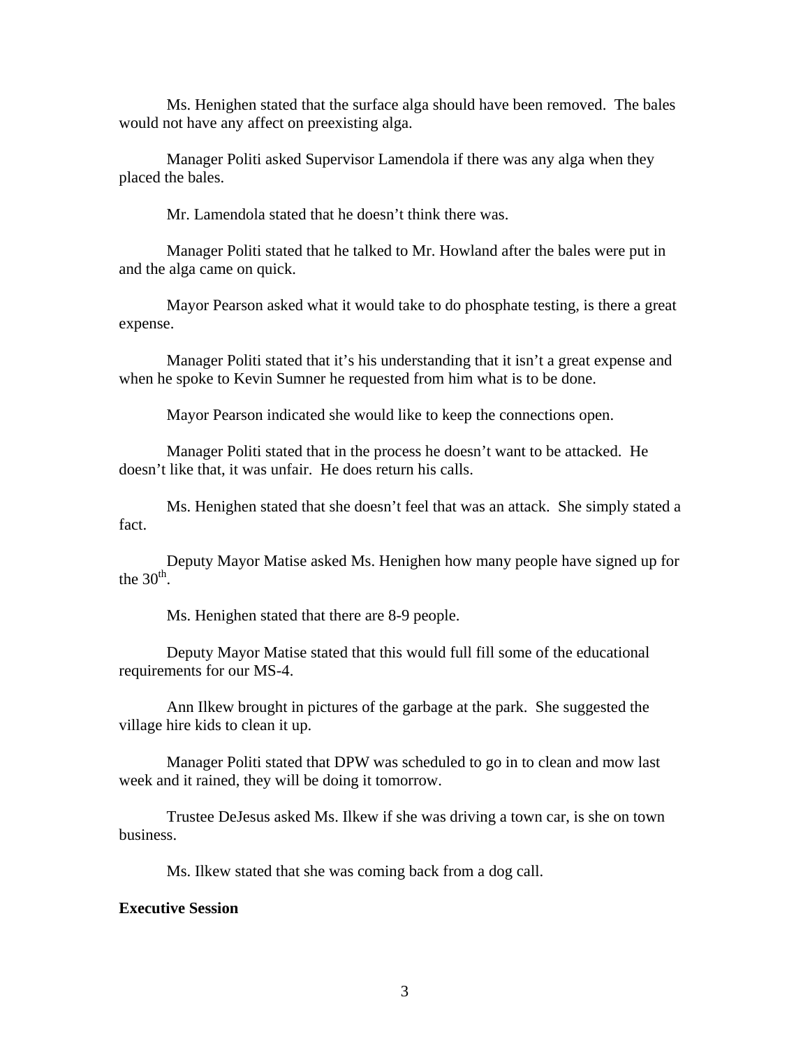Ms. Henighen stated that the surface alga should have been removed. The bales would not have any affect on preexisting alga.

Manager Politi asked Supervisor Lamendola if there was any alga when they placed the bales.

Mr. Lamendola stated that he doesn't think there was.

Manager Politi stated that he talked to Mr. Howland after the bales were put in and the alga came on quick.

Mayor Pearson asked what it would take to do phosphate testing, is there a great expense.

Manager Politi stated that it's his understanding that it isn't a great expense and when he spoke to Kevin Sumner he requested from him what is to be done.

Mayor Pearson indicated she would like to keep the connections open.

Manager Politi stated that in the process he doesn't want to be attacked. He doesn't like that, it was unfair. He does return his calls.

Ms. Henighen stated that she doesn't feel that was an attack. She simply stated a fact.

Deputy Mayor Matise asked Ms. Henighen how many people have signed up for the 30th.

Ms. Henighen stated that there are 8-9 people.

Deputy Mayor Matise stated that this would full fill some of the educational requirements for our MS-4.

Ann Ilkew brought in pictures of the garbage at the park. She suggested the village hire kids to clean it up.

Manager Politi stated that DPW was scheduled to go in to clean and mow last week and it rained, they will be doing it tomorrow.

Trustee DeJesus asked Ms. Ilkew if she was driving a town car, is she on town business.

Ms. Ilkew stated that she was coming back from a dog call.

**Executive Session**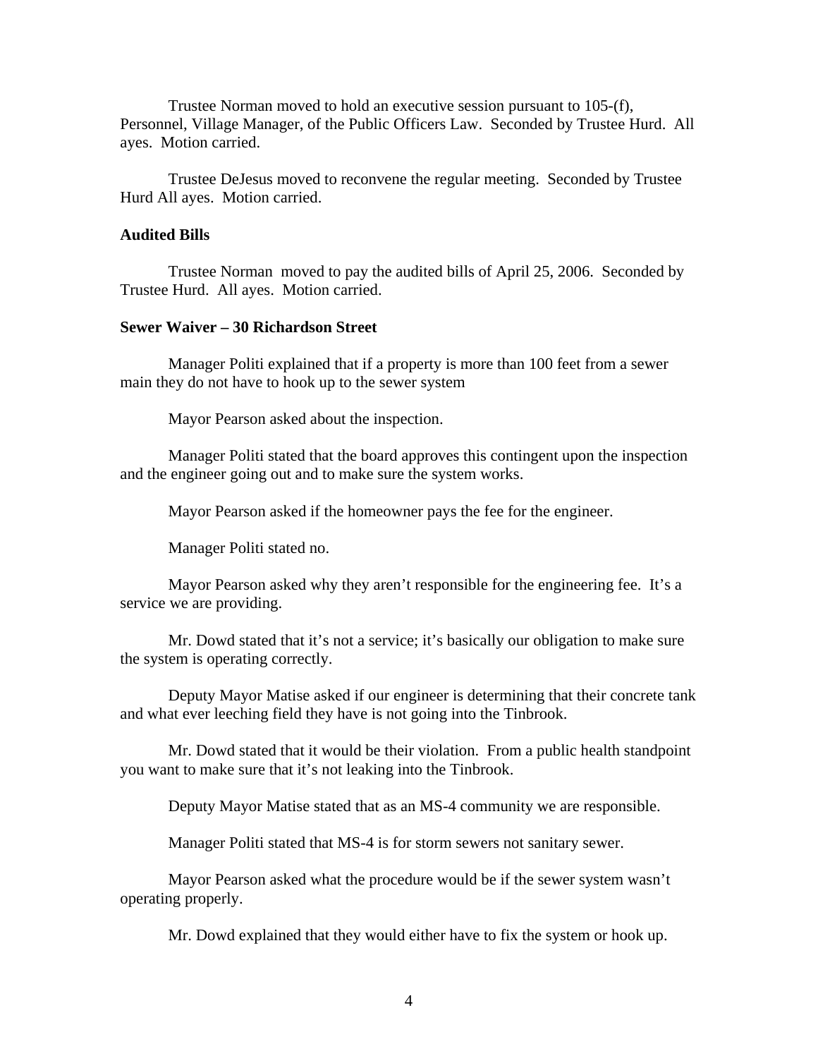Trustee Norman moved to hold an executive session pursuant to 105-(f), Personnel, Village Manager, of the Public Officers Law. Seconded by Trustee Hurd. All ayes. Motion carried.

Trustee DeJesus moved to reconvene the regular meeting. Seconded by Trustee Hurd All ayes. Motion carried.

**Audited Bills**

Trustee Norman moved to pay the audited bills of April 25, 2006. Seconded by Trustee Hurd. All ayes. Motion carried.

**Sewer Waiver – 30 Richardson Street**

Manager Politi explained that if a property is more than 100 feet from a sewer main they do not have to hook up to the sewer system

Mayor Pearson asked about the inspection.

Manager Politi stated that the board approves this contingent upon the inspection and the engineer going out and to make sure the system works.

Mayor Pearson asked if the homeowner pays the fee for the engineer.

Manager Politi stated no.

Mayor Pearson asked why they aren't responsible for the engineering fee. It's a service we are providing.

Mr. Dowd stated that it's not a service; it's basically our obligation to make sure the system is operating correctly.

Deputy Mayor Matise asked if our engineer is determining that their concrete tank and what ever leeching field they have is not going into the Tinbrook.

Mr. Dowd stated that it would be their violation. From a public health standpoint you want to make sure that it's not leaking into the Tinbrook.

Deputy Mayor Matise stated that as an MS-4 community we are responsible.

Manager Politi stated that MS-4 is for storm sewers not sanitary sewer.

Mayor Pearson asked what the procedure would be if the sewer system wasn't operating properly.

Mr. Dowd explained that they would either have to fix the system or hook up.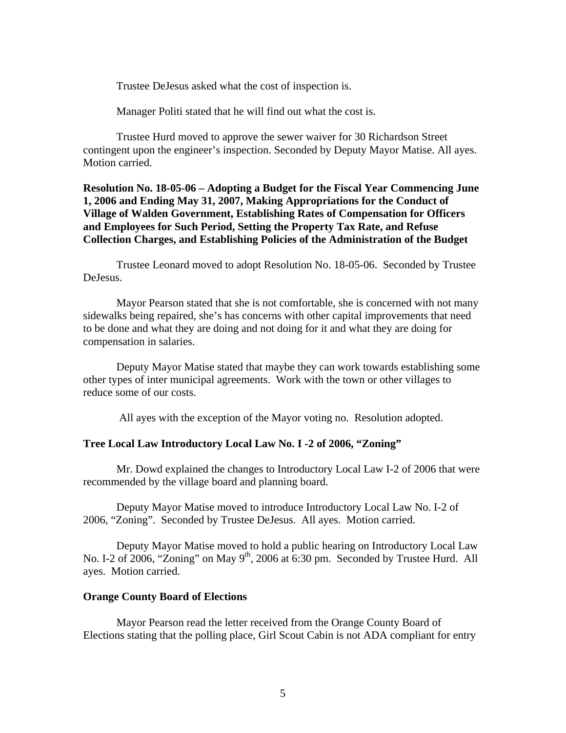Trustee DeJesus asked what the cost of inspection is.

Manager Politi stated that he will find out what the cost is.

Trustee Hurd moved to approve the sewer waiver for 30 Richardson Street contingent upon the engineer's inspection. Seconded by Deputy Mayor Matise. All ayes. Motion carried.

**Resolution No. 18-05-06 – Adopting a Budget for the Fiscal Year Commencing June 1, 2006 and Ending May 31, 2007, Making Appropriations for the Conduct of Village of Walden Government, Establishing Rates of Compensation for Officers and Employees for Such Period, Setting the Property Tax Rate, and Refuse Collection Charges, and Establishing Policies of the Administration of the Budget**

Trustee Leonard moved to adopt Resolution No. 18-05-06. Seconded by Trustee DeJesus.

Mayor Pearson stated that she is not comfortable, she is concerned with not many sidewalks being repaired, she's has concerns with other capital improvements that need to be done and what they are doing and not doing for it and what they are doing for compensation in salaries.

Deputy Mayor Matise stated that maybe they can work towards establishing some other types of inter municipal agreements. Work with the town or other villages to reduce some of our costs.

All ayes with the exception of the Mayor voting no. Resolution adopted.

**Tree Local Law Introductory Local Law No. I -2 of 2006, "Zoning"**

Mr. Dowd explained the changes to Introductory Local Law I-2 of 2006 that were recommended by the village board and planning board.

Deputy Mayor Matise moved to introduce Introductory Local Law No. I-2 of 2006, "Zoning". Seconded by Trustee DeJesus. All ayes. Motion carried.

Deputy Mayor Matise moved to hold a public hearing on Introductory Local Law No. I-2 of 2006, "Zoning" on May 9th, 2006 at 6:30 pm. Seconded by Trustee Hurd. All ayes. Motion carried.

**Orange County Board of Elections**

Mayor Pearson read the letter received from the Orange County Board of Elections stating that the polling place, Girl Scout Cabin is not ADA compliant for entry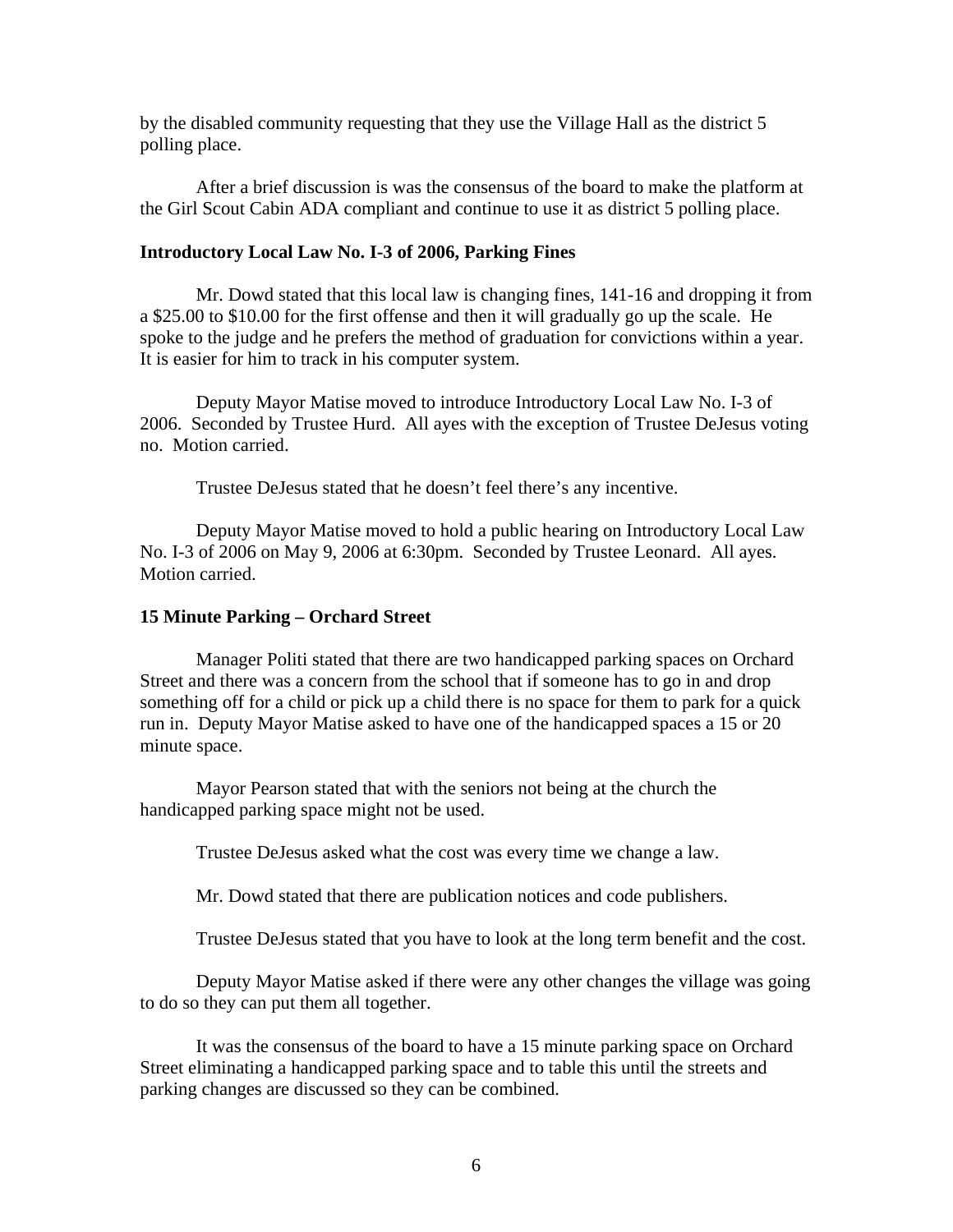by the disabled community requesting that they use the Village Hall as the district 5 polling place.

After a brief discussion is was the consensus of the board to make the platform at the Girl Scout Cabin ADA compliant and continue to use it as district 5 polling place.

**Introductory Local Law No. I-3 of 2006, Parking Fines**

Mr. Dowd stated that this local law is changing fines, 141-16 and dropping it from a $25.00 to $10.00 for the first offense and then it will gradually go up the scale. He spoke to the judge and he prefers the method of graduation for convictions within a year. It is easier for him to track in his computer system.

Deputy Mayor Matise moved to introduce Introductory Local Law No. I-3 of 2006. Seconded by Trustee Hurd. All ayes with the exception of Trustee DeJesus voting no. Motion carried.

Trustee DeJesus stated that he doesn't feel there's any incentive.

Deputy Mayor Matise moved to hold a public hearing on Introductory Local Law No. I-3 of 2006 on May 9, 2006 at 6:30pm. Seconded by Trustee Leonard. All ayes. Motion carried.

**15 Minute Parking – Orchard Street**

Manager Politi stated that there are two handicapped parking spaces on Orchard Street and there was a concern from the school that if someone has to go in and drop something off for a child or pick up a child there is no space for them to park for a quick run in. Deputy Mayor Matise asked to have one of the handicapped spaces a 15 or 20 minute space.

Mayor Pearson stated that with the seniors not being at the church the handicapped parking space might not be used.

Trustee DeJesus asked what the cost was every time we change a law.

Mr. Dowd stated that there are publication notices and code publishers.

Trustee DeJesus stated that you have to look at the long term benefit and the cost.

Deputy Mayor Matise asked if there were any other changes the village was going to do so they can put them all together.

It was the consensus of the board to have a 15 minute parking space on Orchard Street eliminating a handicapped parking space and to table this until the streets and parking changes are discussed so they can be combined.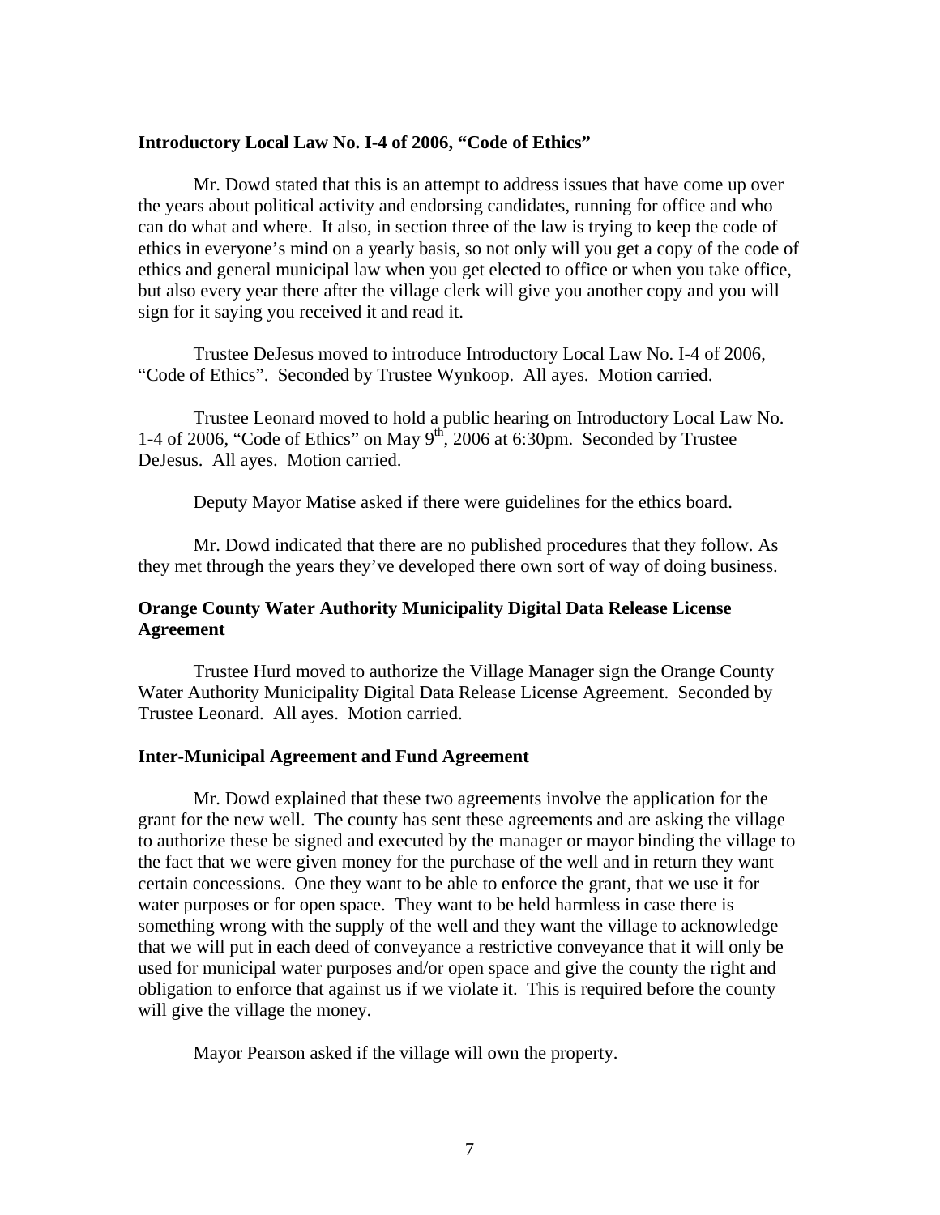**Introductory Local Law No. I-4 of 2006, "Code of Ethics"**

Mr. Dowd stated that this is an attempt to address issues that have come up over the years about political activity and endorsing candidates, running for office and who can do what and where. It also, in section three of the law is trying to keep the code of ethics in everyone's mind on a yearly basis, so not only will you get a copy of the code of ethics and general municipal law when you get elected to office or when you take office, but also every year there after the village clerk will give you another copy and you will sign for it saying you received it and read it.

Trustee DeJesus moved to introduce Introductory Local Law No. I-4 of 2006, "Code of Ethics". Seconded by Trustee Wynkoop. All ayes. Motion carried.

Trustee Leonard moved to hold a public hearing on Introductory Local Law No. 1-4 of 2006, "Code of Ethics" on May 9th, 2006 at 6:30pm. Seconded by Trustee DeJesus. All ayes. Motion carried.

Deputy Mayor Matise asked if there were guidelines for the ethics board.

Mr. Dowd indicated that there are no published procedures that they follow. As they met through the years they've developed there own sort of way of doing business.

**Orange County Water Authority Municipality Digital Data Release License Agreement**

Trustee Hurd moved to authorize the Village Manager sign the Orange County Water Authority Municipality Digital Data Release License Agreement. Seconded by Trustee Leonard. All ayes. Motion carried.

**Inter-Municipal Agreement and Fund Agreement**

Mr. Dowd explained that these two agreements involve the application for the grant for the new well. The county has sent these agreements and are asking the village to authorize these be signed and executed by the manager or mayor binding the village to the fact that we were given money for the purchase of the well and in return they want certain concessions. One they want to be able to enforce the grant, that we use it for water purposes or for open space. They want to be held harmless in case there is something wrong with the supply of the well and they want the village to acknowledge that we will put in each deed of conveyance a restrictive conveyance that it will only be used for municipal water purposes and/or open space and give the county the right and obligation to enforce that against us if we violate it. This is required before the county will give the village the money.

Mayor Pearson asked if the village will own the property.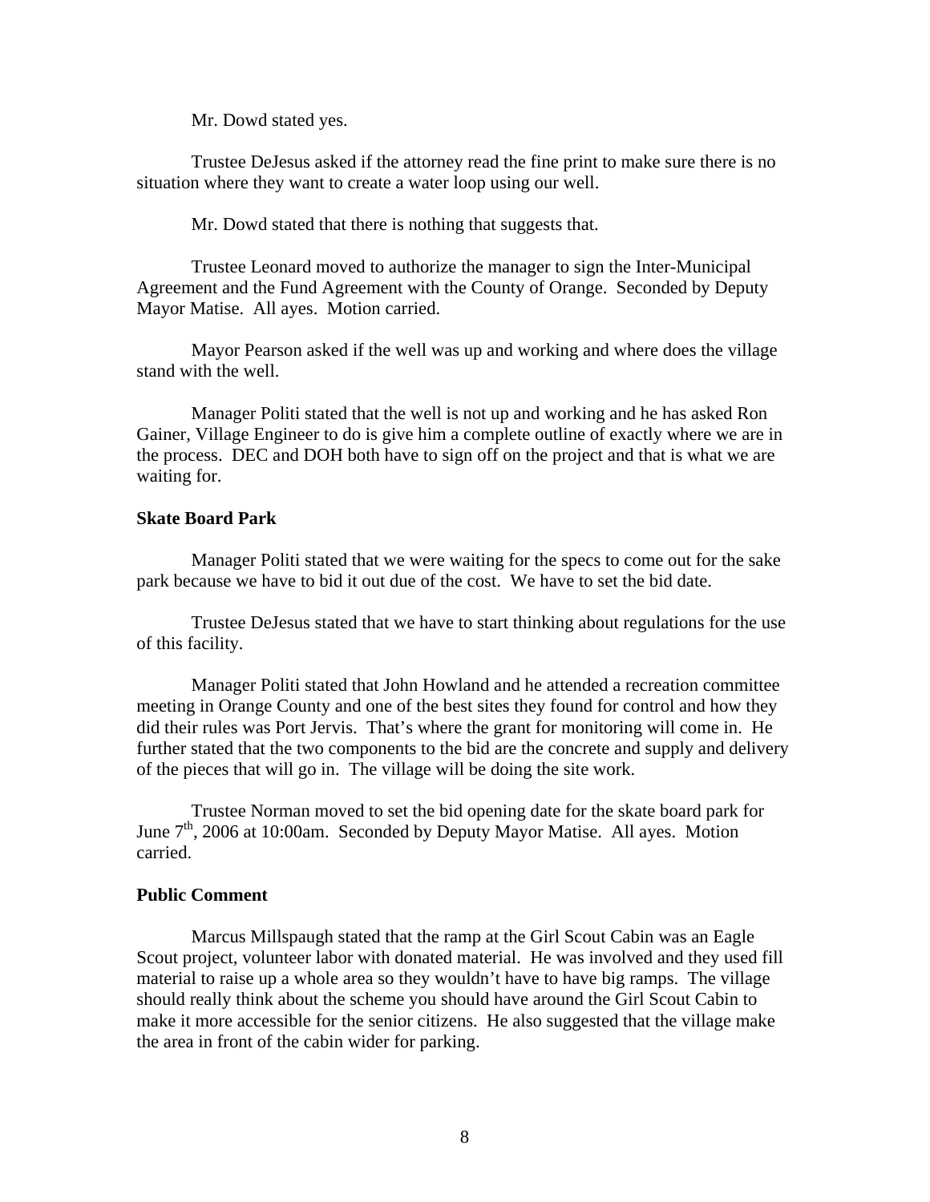Mr. Dowd stated yes.

Trustee DeJesus asked if the attorney read the fine print to make sure there is no situation where they want to create a water loop using our well.

Mr. Dowd stated that there is nothing that suggests that.

Trustee Leonard moved to authorize the manager to sign the Inter-Municipal Agreement and the Fund Agreement with the County of Orange. Seconded by Deputy Mayor Matise. All ayes. Motion carried.

Mayor Pearson asked if the well was up and working and where does the village stand with the well.

Manager Politi stated that the well is not up and working and he has asked Ron Gainer, Village Engineer to do is give him a complete outline of exactly where we are in the process. DEC and DOH both have to sign off on the project and that is what we are waiting for.

**Skate Board Park**

Manager Politi stated that we were waiting for the specs to come out for the sake park because we have to bid it out due of the cost. We have to set the bid date.

Trustee DeJesus stated that we have to start thinking about regulations for the use of this facility.

Manager Politi stated that John Howland and he attended a recreation committee meeting in Orange County and one of the best sites they found for control and how they did their rules was Port Jervis. That's where the grant for monitoring will come in. He further stated that the two components to the bid are the concrete and supply and delivery of the pieces that will go in. The village will be doing the site work.

Trustee Norman moved to set the bid opening date for the skate board park for June 7th, 2006 at 10:00am. Seconded by Deputy Mayor Matise. All ayes. Motion carried.

**Public Comment**

Marcus Millspaugh stated that the ramp at the Girl Scout Cabin was an Eagle Scout project, volunteer labor with donated material. He was involved and they used fill material to raise up a whole area so they wouldn't have to have big ramps. The village should really think about the scheme you should have around the Girl Scout Cabin to make it more accessible for the senior citizens. He also suggested that the village make the area in front of the cabin wider for parking.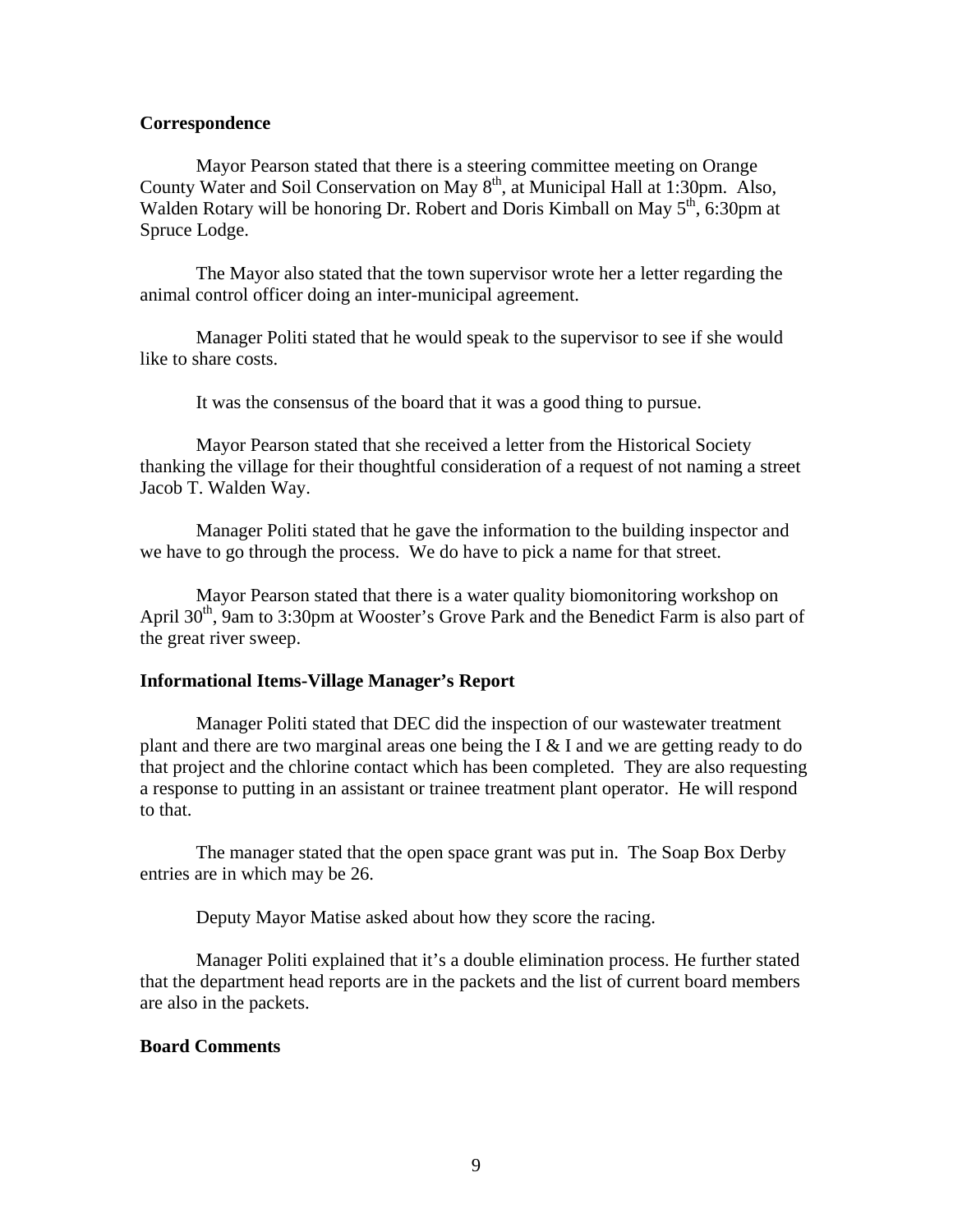**Correspondence**

Mayor Pearson stated that there is a steering committee meeting on Orange County Water and Soil Conservation on May 8th, at Municipal Hall at 1:30pm. Also, Walden Rotary will be honoring Dr. Robert and Doris Kimball on May 5th, 6:30pm at Spruce Lodge.

The Mayor also stated that the town supervisor wrote her a letter regarding the animal control officer doing an inter-municipal agreement.

Manager Politi stated that he would speak to the supervisor to see if she would like to share costs.

It was the consensus of the board that it was a good thing to pursue.

Mayor Pearson stated that she received a letter from the Historical Society thanking the village for their thoughtful consideration of a request of not naming a street Jacob T. Walden Way.

Manager Politi stated that he gave the information to the building inspector and we have to go through the process. We do have to pick a name for that street.

Mayor Pearson stated that there is a water quality biomonitoring workshop on April 30th, 9am to 3:30pm at Wooster's Grove Park and the Benedict Farm is also part of the great river sweep.

**Informational Items-Village Manager's Report**

Manager Politi stated that DEC did the inspection of our wastewater treatment plant and there are two marginal areas one being the I & I and we are getting ready to do that project and the chlorine contact which has been completed. They are also requesting a response to putting in an assistant or trainee treatment plant operator. He will respond to that.

The manager stated that the open space grant was put in. The Soap Box Derby entries are in which may be 26.

Deputy Mayor Matise asked about how they score the racing.

Manager Politi explained that it's a double elimination process. He further stated that the department head reports are in the packets and the list of current board members are also in the packets.

**Board Comments**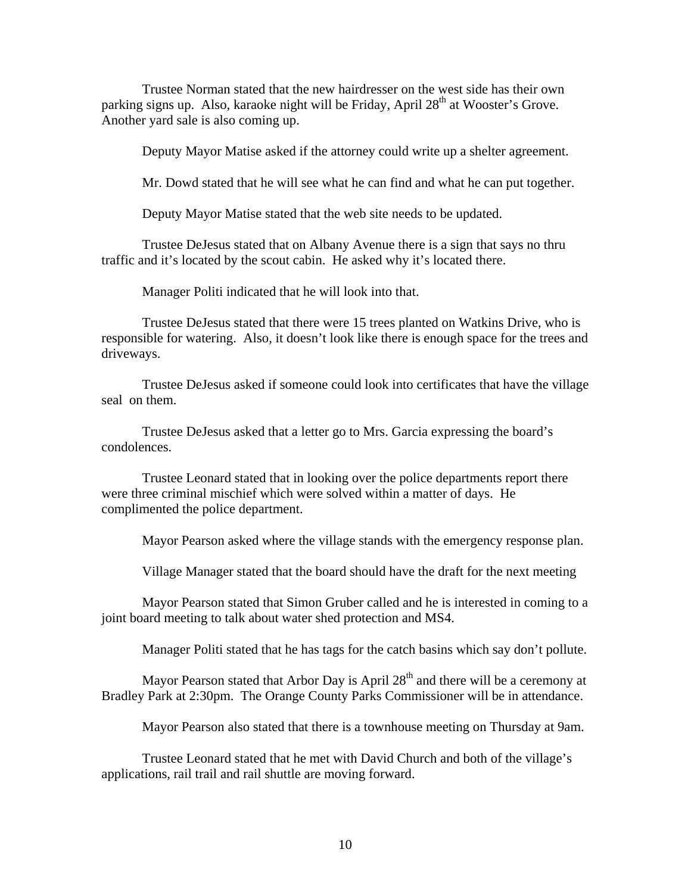Trustee Norman stated that the new hairdresser on the west side has their own parking signs up. Also, karaoke night will be Friday, April 28th at Wooster's Grove. Another yard sale is also coming up.

Deputy Mayor Matise asked if the attorney could write up a shelter agreement.

Mr. Dowd stated that he will see what he can find and what he can put together.

Deputy Mayor Matise stated that the web site needs to be updated.

Trustee DeJesus stated that on Albany Avenue there is a sign that says no thru traffic and it's located by the scout cabin. He asked why it's located there.

Manager Politi indicated that he will look into that.

Trustee DeJesus stated that there were 15 trees planted on Watkins Drive, who is responsible for watering. Also, it doesn't look like there is enough space for the trees and driveways.

Trustee DeJesus asked if someone could look into certificates that have the village seal on them.

Trustee DeJesus asked that a letter go to Mrs. Garcia expressing the board's condolences.

Trustee Leonard stated that in looking over the police departments report there were three criminal mischief which were solved within a matter of days. He complimented the police department.

Mayor Pearson asked where the village stands with the emergency response plan.

Village Manager stated that the board should have the draft for the next meeting

Mayor Pearson stated that Simon Gruber called and he is interested in coming to a joint board meeting to talk about water shed protection and MS4.

Manager Politi stated that he has tags for the catch basins which say don't pollute.

Mayor Pearson stated that Arbor Day is April 28th and there will be a ceremony at Bradley Park at 2:30pm. The Orange County Parks Commissioner will be in attendance.

Mayor Pearson also stated that there is a townhouse meeting on Thursday at 9am.

Trustee Leonard stated that he met with David Church and both of the village's applications, rail trail and rail shuttle are moving forward.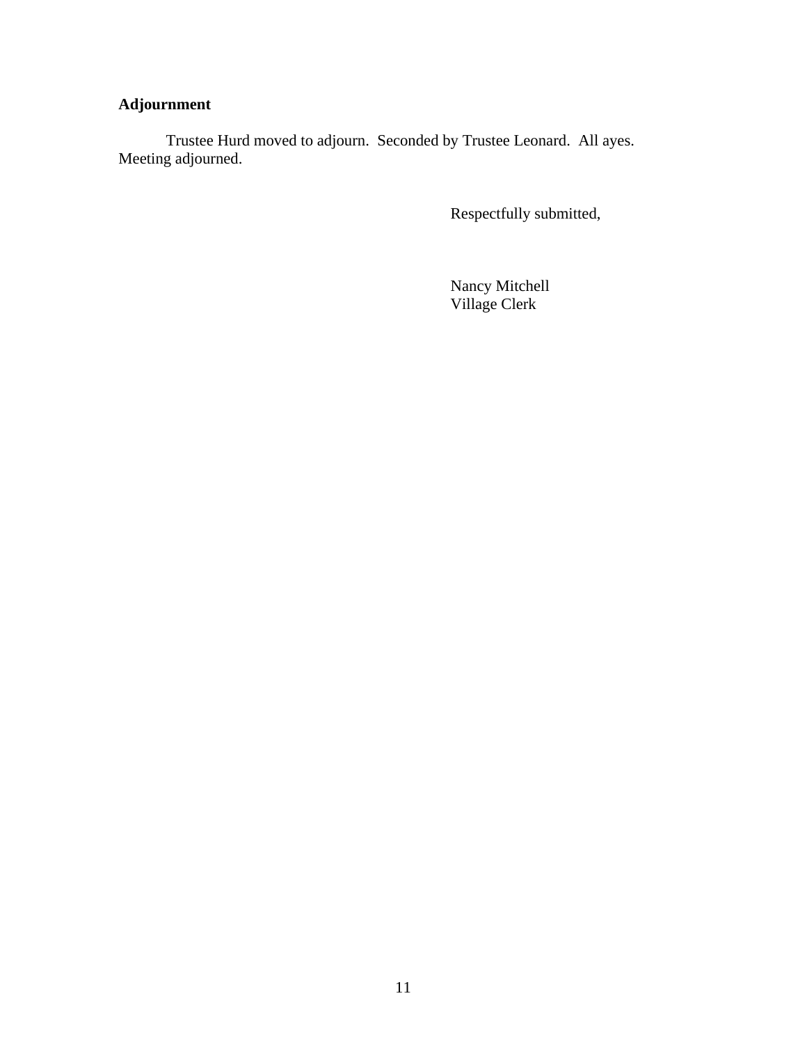**Adjournment**

Trustee Hurd moved to adjourn. Seconded by Trustee Leonard. All ayes. Meeting adjourned.

Respectfully submitted,

Nancy Mitchell
Village Clerk